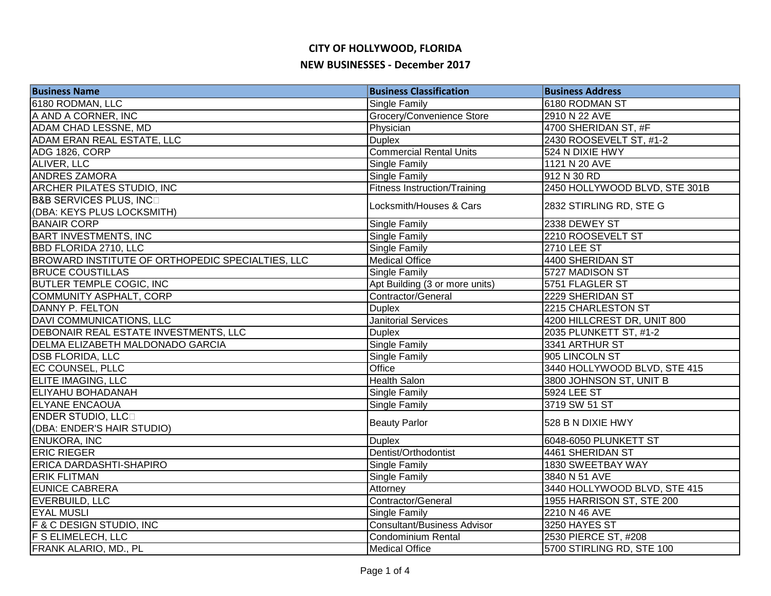# CITY OF HOLLYWOOD, FLORIDA

## NEW BUSINESSES - December 2017

| Business Name | Business Classification | Business Address |
|---|---|---|
| 6180 RODMAN, LLC | Single Family | 6180 RODMAN ST |
| A AND A CORNER, INC | Grocery/Convenience Store | 2910 N 22 AVE |
| ADAM CHAD LESSNE, MD | Physician | 4700 SHERIDAN ST, #F |
| ADAM ERAN REAL ESTATE, LLC | Duplex | 2430 ROOSEVELT ST, #1-2 |
| ADG 1826, CORP | Commercial Rental Units | 524 N DIXIE HWY |
| ALIVER, LLC | Single Family | 1121 N 20 AVE |
| ANDRES ZAMORA | Single Family | 912 N 30 RD |
| ARCHER PILATES STUDIO, INC | Fitness Instruction/Training | 2450 HOLLYWOOD BLVD, STE 301B |
| B&B SERVICES PLUS, INC (DBA: KEYS PLUS LOCKSMITH) | Locksmith/Houses & Cars | 2832 STIRLING RD, STE G |
| BANAIR CORP | Single Family | 2338 DEWEY ST |
| BART INVESTMENTS, INC | Single Family | 2210 ROOSEVELT ST |
| BBD FLORIDA 2710, LLC | Single Family | 2710 LEE ST |
| BROWARD INSTITUTE OF ORTHOPEDIC SPECIALTIES, LLC | Medical Office | 4400 SHERIDAN ST |
| BRUCE COUSTILLAS | Single Family | 5727 MADISON ST |
| BUTLER TEMPLE COGIC, INC | Apt Building (3 or more units) | 5751 FLAGLER ST |
| COMMUNITY ASPHALT, CORP | Contractor/General | 2229 SHERIDAN ST |
| DANNY P. FELTON | Duplex | 2215 CHARLESTON ST |
| DAVI COMMUNICATIONS, LLC | Janitorial Services | 4200 HILLCREST DR, UNIT 800 |
| DEBONAIR REAL ESTATE INVESTMENTS, LLC | Duplex | 2035 PLUNKETT ST, #1-2 |
| DELMA ELIZABETH MALDONADO GARCIA | Single Family | 3341 ARTHUR ST |
| DSB FLORIDA, LLC | Single Family | 905 LINCOLN ST |
| EC COUNSEL, PLLC | Office | 3440 HOLLYWOOD BLVD, STE 415 |
| ELITE IMAGING, LLC | Health Salon | 3800 JOHNSON ST, UNIT B |
| ELIYAHU BOHADANAH | Single Family | 5924 LEE ST |
| ELYANE ENCAOUA | Single Family | 3719 SW 51 ST |
| ENDER STUDIO, LLC (DBA: ENDER'S HAIR STUDIO) | Beauty Parlor | 528 B N DIXIE HWY |
| ENUKORA, INC | Duplex | 6048-6050 PLUNKETT ST |
| ERIC RIEGER | Dentist/Orthodontist | 4461 SHERIDAN ST |
| ERICA DARDASHTI-SHAPIRO | Single Family | 1830 SWEETBAY WAY |
| ERIK FLITMAN | Single Family | 3840 N 51 AVE |
| EUNICE CABRERA | Attorney | 3440 HOLLYWOOD BLVD, STE 415 |
| EVERBUILD, LLC | Contractor/General | 1955 HARRISON ST, STE 200 |
| EYAL MUSLI | Single Family | 2210 N 46 AVE |
| F & C DESIGN STUDIO, INC | Consultant/Business Advisor | 3250 HAYES ST |
| F S ELIMELECH, LLC | Condominium Rental | 2530 PIERCE ST, #208 |
| FRANK ALARIO, MD., PL | Medical Office | 5700 STIRLING RD, STE 100 |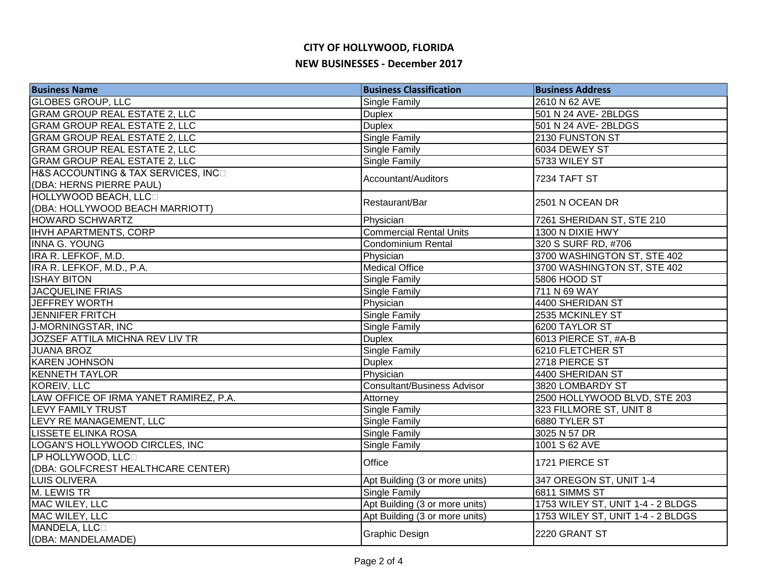# CITY OF HOLLYWOOD, FLORIDA

## NEW BUSINESSES - December 2017

| Business Name | Business Classification | Business Address |
|---|---|---|
| GLOBES GROUP, LLC | Single Family | 2610 N 62 AVE |
| GRAM GROUP REAL ESTATE 2, LLC | Duplex | 501 N 24 AVE- 2BLDGS |
| GRAM GROUP REAL ESTATE 2, LLC | Duplex | 501 N 24 AVE- 2BLDGS |
| GRAM GROUP REAL ESTATE 2, LLC | Single Family | 2130 FUNSTON ST |
| GRAM GROUP REAL ESTATE 2, LLC | Single Family | 6034 DEWEY ST |
| GRAM GROUP REAL ESTATE 2, LLC | Single Family | 5733 WILEY ST |
| H&S ACCOUNTING & TAX SERVICES, INC (DBA: HERNS PIERRE PAUL) | Accountant/Auditors | 7234 TAFT ST |
| HOLLYWOOD BEACH, LLC (DBA: HOLLYWOOD BEACH MARRIOTT) | Restaurant/Bar | 2501 N OCEAN DR |
| HOWARD SCHWARTZ | Physician | 7261 SHERIDAN ST, STE 210 |
| IHVH APARTMENTS, CORP | Commercial Rental Units | 1300 N DIXIE HWY |
| INNA G. YOUNG | Condominium Rental | 320 S SURF RD, #706 |
| IRA R. LEFKOF, M.D. | Physician | 3700 WASHINGTON ST, STE 402 |
| IRA R. LEFKOF, M.D., P.A. | Medical Office | 3700 WASHINGTON ST, STE 402 |
| ISHAY BITON | Single Family | 5806 HOOD ST |
| JACQUELINE FRIAS | Single Family | 711 N 69 WAY |
| JEFFREY WORTH | Physician | 4400 SHERIDAN ST |
| JENNIFER FRITCH | Single Family | 2535 MCKINLEY ST |
| J-MORNINGSTAR, INC | Single Family | 6200 TAYLOR ST |
| JOZSEF ATTILA MICHNA REV LIV TR | Duplex | 6013 PIERCE ST, #A-B |
| JUANA BROZ | Single Family | 6210 FLETCHER ST |
| KAREN JOHNSON | Duplex | 2718 PIERCE ST |
| KENNETH TAYLOR | Physician | 4400 SHERIDAN ST |
| KOREIV, LLC | Consultant/Business Advisor | 3820 LOMBARDY ST |
| LAW OFFICE OF IRMA YANET RAMIREZ, P.A. | Attorney | 2500 HOLLYWOOD BLVD, STE 203 |
| LEVY FAMILY TRUST | Single Family | 323 FILLMORE ST, UNIT 8 |
| LEVY RE MANAGEMENT, LLC | Single Family | 6880 TYLER ST |
| LISSETE ELINKA ROSA | Single Family | 3025 N 57 DR |
| LOGAN'S HOLLYWOOD CIRCLES, INC | Single Family | 1001 S 62 AVE |
| LP HOLLYWOOD, LLC (DBA: GOLFCREST HEALTHCARE CENTER) | Office | 1721 PIERCE ST |
| LUIS OLIVERA | Apt Building (3 or more units) | 347 OREGON ST, UNIT 1-4 |
| M. LEWIS TR | Single Family | 6811 SIMMS ST |
| MAC WILEY, LLC | Apt Building (3 or more units) | 1753 WILEY ST, UNIT 1-4 - 2 BLDGS |
| MAC WILEY, LLC | Apt Building (3 or more units) | 1753 WILEY ST, UNIT 1-4 - 2 BLDGS |
| MANDELA, LLC (DBA: MANDELAMADE) | Graphic Design | 2220 GRANT ST |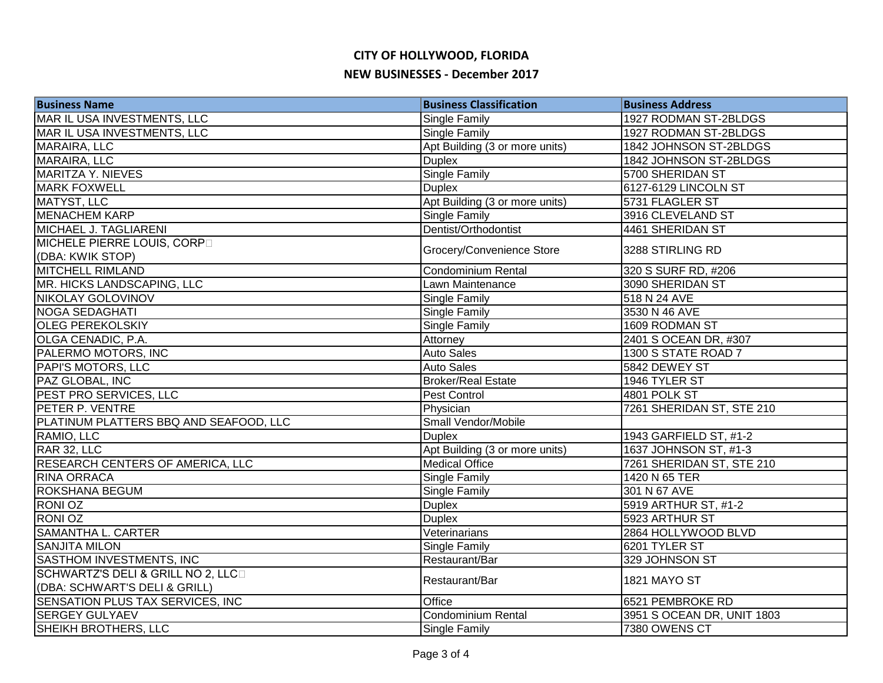# CITY OF HOLLYWOOD, FLORIDA

## NEW BUSINESSES - December 2017

| Business Name | Business Classification | Business Address |
|---|---|---|
| MAR IL USA INVESTMENTS, LLC | Single Family | 1927 RODMAN ST-2BLDGS |
| MAR IL USA INVESTMENTS, LLC | Single Family | 1927 RODMAN ST-2BLDGS |
| MARAIRA, LLC | Apt Building (3 or more units) | 1842 JOHNSON ST-2BLDGS |
| MARAIRA, LLC | Duplex | 1842 JOHNSON ST-2BLDGS |
| MARITZA Y. NIEVES | Single Family | 5700 SHERIDAN ST |
| MARK FOXWELL | Duplex | 6127-6129 LINCOLN ST |
| MATYST, LLC | Apt Building (3 or more units) | 5731 FLAGLER ST |
| MENACHEM KARP | Single Family | 3916 CLEVELAND ST |
| MICHAEL J. TAGLIARENI | Dentist/Orthodontist | 4461 SHERIDAN ST |
| MICHELE PIERRE LOUIS, CORP (DBA: KWIK STOP) | Grocery/Convenience Store | 3288 STIRLING RD |
| MITCHELL RIMLAND | Condominium Rental | 320 S SURF RD, #206 |
| MR. HICKS LANDSCAPING, LLC | Lawn Maintenance | 3090 SHERIDAN ST |
| NIKOLAY GOLOVINOV | Single Family | 518 N 24 AVE |
| NOGA SEDAGHATI | Single Family | 3530 N 46 AVE |
| OLEG PEREKOLSKIY | Single Family | 1609 RODMAN ST |
| OLGA CENADIC, P.A. | Attorney | 2401 S OCEAN DR, #307 |
| PALERMO MOTORS, INC | Auto Sales | 1300 S STATE ROAD 7 |
| PAPI'S MOTORS, LLC | Auto Sales | 5842 DEWEY ST |
| PAZ GLOBAL, INC | Broker/Real Estate | 1946 TYLER ST |
| PEST PRO SERVICES, LLC | Pest Control | 4801 POLK ST |
| PETER P. VENTRE | Physician | 7261 SHERIDAN ST, STE 210 |
| PLATINUM PLATTERS BBQ AND SEAFOOD, LLC | Small Vendor/Mobile | |
| RAMIO, LLC | Duplex | 1943 GARFIELD ST, #1-2 |
| RAR 32, LLC | Apt Building (3 or more units) | 1637 JOHNSON ST, #1-3 |
| RESEARCH CENTERS OF AMERICA, LLC | Medical Office | 7261 SHERIDAN ST, STE 210 |
| RINA ORRACA | Single Family | 1420 N 65 TER |
| ROKSHANA BEGUM | Single Family | 301 N 67 AVE |
| RONI OZ | Duplex | 5919 ARTHUR ST, #1-2 |
| RONI OZ | Duplex | 5923 ARTHUR ST |
| SAMANTHA L. CARTER | Veterinarians | 2864 HOLLYWOOD BLVD |
| SANJITA MILON | Single Family | 6201 TYLER ST |
| SASTHOM INVESTMENTS, INC | Restaurant/Bar | 329 JOHNSON ST |
| SCHWARTZ'S DELI & GRILL NO 2, LLC (DBA: SCHWART'S DELI & GRILL) | Restaurant/Bar | 1821 MAYO ST |
| SENSATION PLUS TAX SERVICES, INC | Office | 6521 PEMBROKE RD |
| SERGEY GULYAEV | Condominium Rental | 3951 S OCEAN DR, UNIT 1803 |
| SHEIKH BROTHERS, LLC | Single Family | 7380 OWENS CT |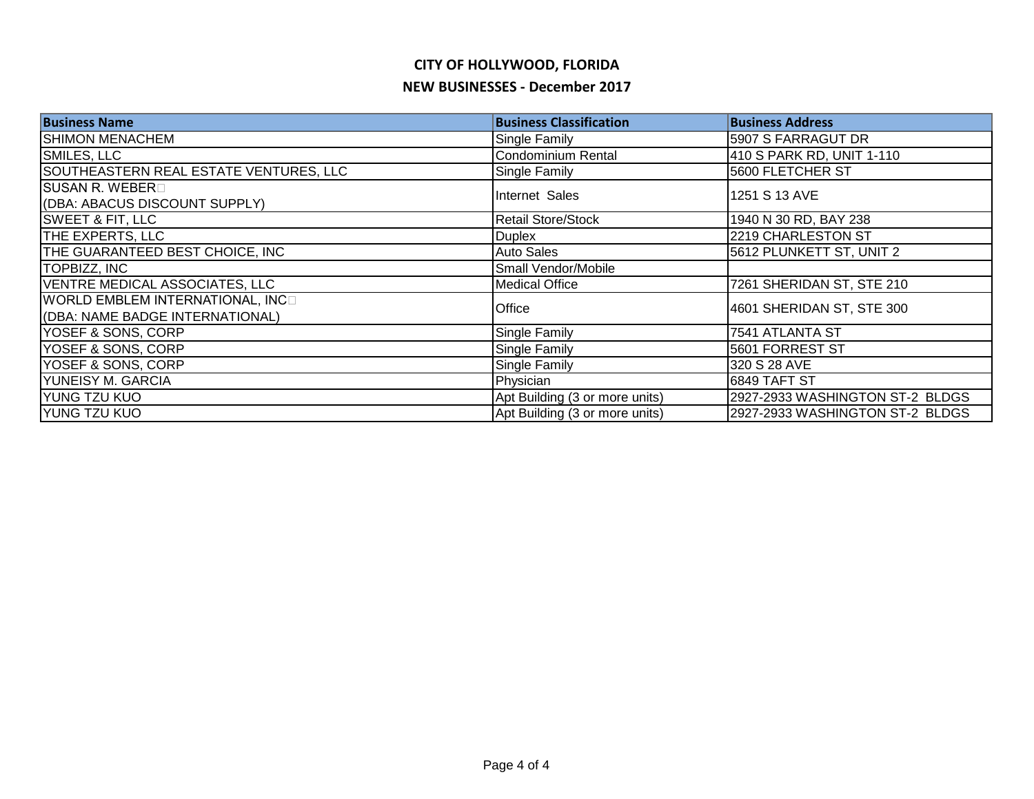## CITY OF HOLLYWOOD, FLORIDA

## NEW BUSINESSES - December 2017

| Business Name | Business Classification | Business Address |
| --- | --- | --- |
| SHIMON MENACHEM | Single Family | 5907 S FARRAGUT DR |
| SMILES, LLC | Condominium Rental | 410 S PARK RD, UNIT 1-110 |
| SOUTHEASTERN REAL ESTATE VENTURES, LLC | Single Family | 5600 FLETCHER ST |
| SUSAN R. WEBER (DBA: ABACUS DISCOUNT SUPPLY) | Internet Sales | 1251 S 13 AVE |
| SWEET & FIT, LLC | Retail Store/Stock | 1940 N 30 RD, BAY 238 |
| THE EXPERTS, LLC | Duplex | 2219 CHARLESTON ST |
| THE GUARANTEED BEST CHOICE, INC | Auto Sales | 5612 PLUNKETT ST, UNIT 2 |
| TOPBIZZ, INC | Small Vendor/Mobile | |
| VENTRE MEDICAL ASSOCIATES, LLC | Medical Office | 7261 SHERIDAN ST, STE 210 |
| WORLD EMBLEM INTERNATIONAL, INC (DBA: NAME BADGE INTERNATIONAL) | Office | 4601 SHERIDAN ST, STE 300 |
| YOSEF & SONS, CORP | Single Family | 7541 ATLANTA ST |
| YOSEF & SONS, CORP | Single Family | 5601 FORREST ST |
| YOSEF & SONS, CORP | Single Family | 320 S 28 AVE |
| YUNEISY M. GARCIA | Physician | 6849 TAFT ST |
| YUNG TZU KUO | Apt Building (3 or more units) | 2927-2933 WASHINGTON ST-2 BLDGS |
| YUNG TZU KUO | Apt Building (3 or more units) | 2927-2933 WASHINGTON ST-2 BLDGS |